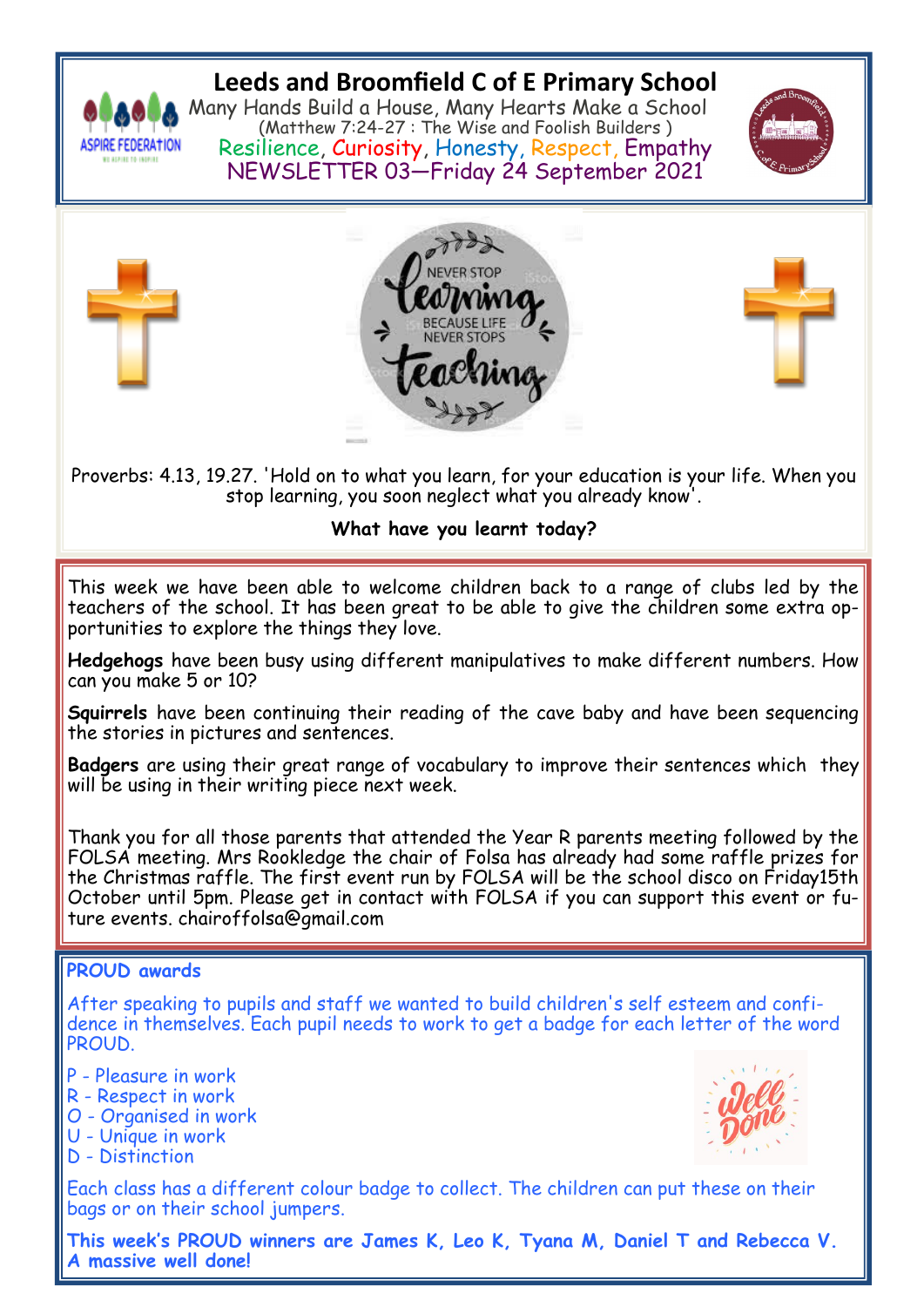# Leeds and Broomfield C of E Primary School

Many Hands Build a House, Many Hearts Make a School
(Matthew 7:24-27 : The Wise and Foolish Builders )
Resilience, Curiosity, Honesty, Respect, Empathy
NEWSLETTER 03—Friday 24 September 2021

Proverbs: 4.13, 19.27. 'Hold on to what you learn, for your education is your life. When you stop learning, you soon neglect what you already know'.

**What have you learnt today?**

This week we have been able to welcome children back to a range of clubs led by the teachers of the school. It has been great to be able to give the children some extra opportunities to explore the things they love.

**Hedgehogs** have been busy using different manipulatives to make different numbers. How can you make 5 or 10?

**Squirrels** have been continuing their reading of the cave baby and have been sequencing the stories in pictures and sentences.

**Badgers** are using their great range of vocabulary to improve their sentences which they will be using in their writing piece next week.

Thank you for all those parents that attended the Year R parents meeting followed by the FOLSA meeting. Mrs Rookledge the chair of Folsa has already had some raffle prizes for the Christmas raffle. The first event run by FOLSA will be the school disco on Friday15th October until 5pm. Please get in contact with FOLSA if you can support this event or future events. chairoffolsa@gmail.com

## PROUD awards

After speaking to pupils and staff we wanted to build children's self esteem and confidence in themselves. Each pupil needs to work to get a badge for each letter of the word PROUD.

- P - Pleasure in work
- R - Respect in work
- O - Organised in work
- U - Unique in work
- D - Distinction

Each class has a different colour badge to collect. The children can put these on their bags or on their school jumpers.

**This week's PROUD winners are James K, Leo K, Tyana M, Daniel T and Rebecca V. A massive well done!**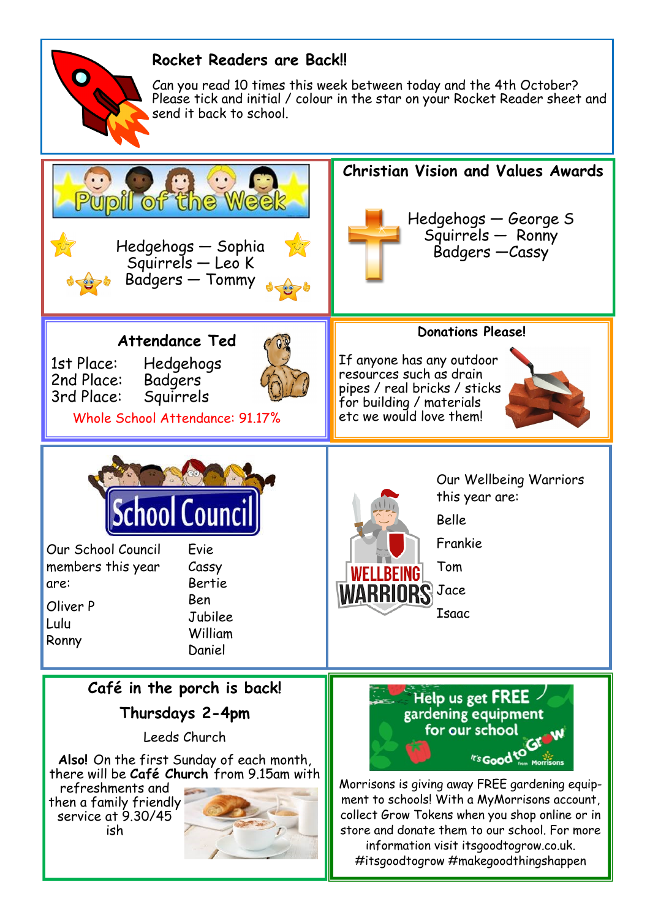## Rocket Readers are Back!!

Can you read 10 times this week between today and the 4th October? Please tick and initial / colour in the star on your Rocket Reader sheet and send it back to school.

## Pupil of the Week

Hedgehogs — Sophia
Squirrels — Leo K
Badgers — Tommy

## Christian Vision and Values Awards

Hedgehogs — George S
Squirrels — Ronny
Badgers —Cassy

## Attendance Ted

| | |
|---|---|
| 1st Place: | Hedgehogs |
| 2nd Place: | Badgers |
| 3rd Place: | Squirrels |

Whole School Attendance: 91.17%

## Donations Please!

If anyone has any outdoor resources such as drain pipes / real bricks / sticks for building / materials etc we would love them!

## School Council

Our School Council members this year are:

- Oliver P
- Lulu
- Ronny
- Evie
- Cassy
- Bertie
- Ben
- Jubilee
- William
- Daniel

## Wellbeing Warriors

Our Wellbeing Warriors this year are:

- Belle
- Frankie
- Tom
- Jace
- Isaac

## Café in the porch is back!

**Thursdays 2-4pm**

Leeds Church

**Also**! On the first Sunday of each month, there will be **Café Church** from 9.15am with refreshments and then a family friendly service at 9.30/45 ish

## Help us get FREE gardening equipment for our school

It's Good to Grow from Morrisons

Morrisons is giving away FREE gardening equipment to schools! With a MyMorrisons account, collect Grow Tokens when you shop online or in store and donate them to our school. For more information visit itsgoodtogrow.co.uk. #itsgoodtogrow #makegoodthingshappen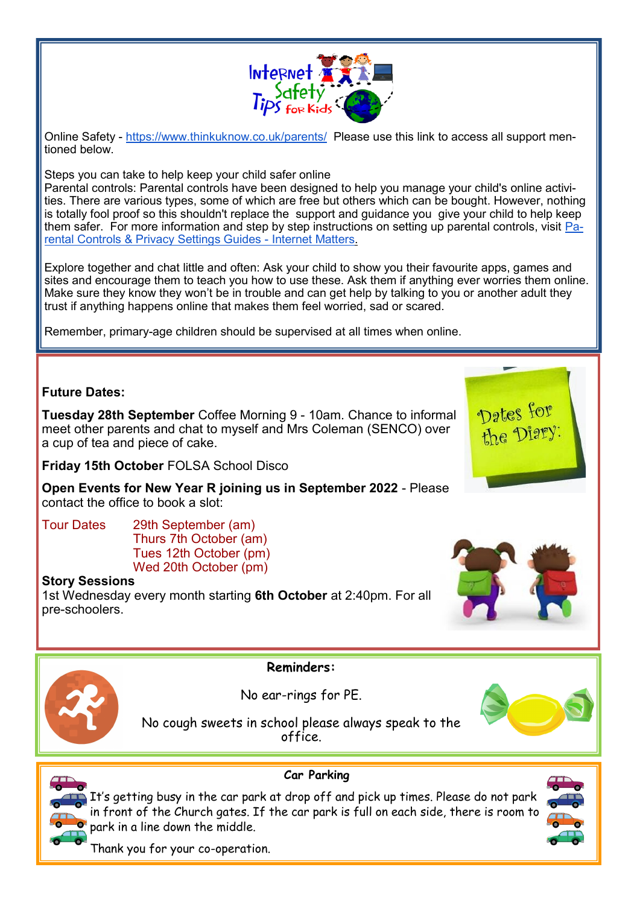Online Safety - https://www.thinkuknow.co.uk/parents/ Please use this link to access all support mentioned below.

Steps you can take to help keep your child safer online

Parental controls: Parental controls have been designed to help you manage your child's online activities. There are various types, some of which are free but others which can be bought. However, nothing is totally fool proof so this shouldn't replace the support and guidance you give your child to help keep them safer. For more information and step by step instructions on setting up parental controls, visit Parental Controls & Privacy Settings Guides - Internet Matters.

Explore together and chat little and often: Ask your child to show you their favourite apps, games and sites and encourage them to teach you how to use these. Ask them if anything ever worries them online. Make sure they know they won't be in trouble and can get help by talking to you or another adult they trust if anything happens online that makes them feel worried, sad or scared.

Remember, primary-age children should be supervised at all times when online.

**Future Dates:**

**Tuesday 28th September** Coffee Morning 9 - 10am. Chance to informal meet other parents and chat to myself and Mrs Coleman (SENCO) over a cup of tea and piece of cake.

**Friday 15th October** FOLSA School Disco

**Open Events for New Year R joining us in September 2022** - Please contact the office to book a slot:

Tour Dates
- 29th September (am)
- Thurs 7th October (am)
- Tues 12th October (pm)
- Wed 20th October (pm)

**Story Sessions**

1st Wednesday every month starting **6th October** at 2:40pm. For all pre-schoolers.

**Reminders:**

No ear-rings for PE.

No cough sweets in school please always speak to the office.

**Car Parking**

It's getting busy in the car park at drop off and pick up times. Please do not park in front of the Church gates. If the car park is full on each side, there is room to park in a line down the middle.

Thank you for your co-operation.